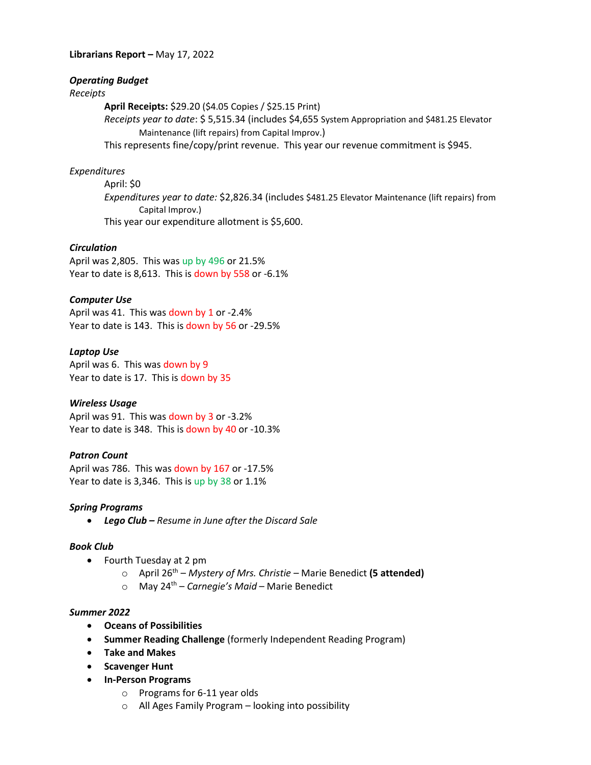**Librarians Report –** May 17, 2022

***Operating Budget***

*Receipts*

> **April Receipts:** $29.20 ($4.05 Copies / $25.15 Print)
>
> *Receipts year to date*: $ 5,515.34 (includes $4,655 System Appropriation and $481.25 Elevator Maintenance (lift repairs) from Capital Improv.)
>
> This represents fine/copy/print revenue. This year our revenue commitment is $945.

*Expenditures*

> April: $0
>
> *Expenditures year to date:* $2,826.34 (includes $481.25 Elevator Maintenance (lift repairs) from Capital Improv.)
>
> This year our expenditure allotment is $5,600.

***Circulation***

April was 2,805. This was up by 496 or 21.5%
Year to date is 8,613. This is down by 558 or -6.1%

***Computer Use***

April was 41. This was down by 1 or -2.4%
Year to date is 143. This is down by 56 or -29.5%

***Laptop Use***

April was 6. This was down by 9
Year to date is 17. This is down by 35

***Wireless Usage***

April was 91. This was down by 3 or -3.2%
Year to date is 348. This is down by 40 or -10.3%

***Patron Count***

April was 786. This was down by 167 or -17.5%
Year to date is 3,346. This is up by 38 or 1.1%

***Spring Programs***

- ***Lego Club –*** *Resume in June after the Discard Sale*

***Book Club***

- Fourth Tuesday at 2 pm
    - April 26th – *Mystery of Mrs. Christie* – Marie Benedict **(5 attended)**
    - May 24th – *Carnegie's Maid* – Marie Benedict

***Summer 2022***

- **Oceans of Possibilities**
- **Summer Reading Challenge** (formerly Independent Reading Program)
- **Take and Makes**
- **Scavenger Hunt**
- **In-Person Programs**
    - Programs for 6-11 year olds
    - All Ages Family Program – looking into possibility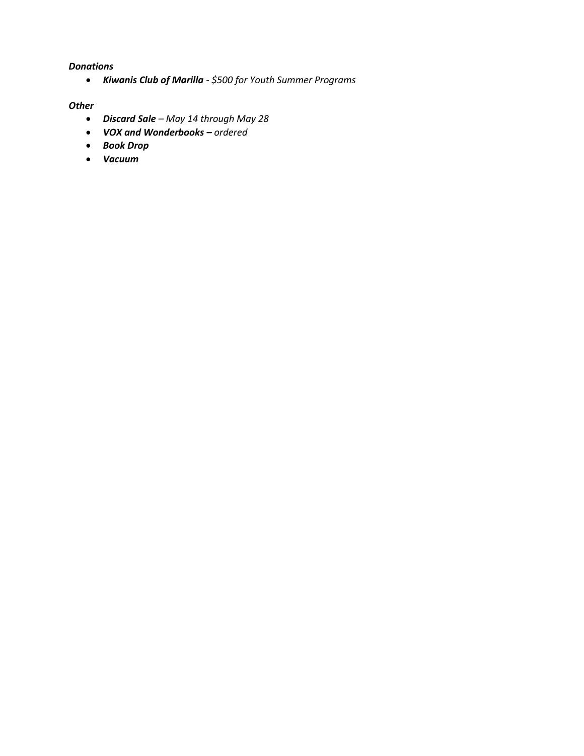***Donations***

- ***Kiwanis Club of Marilla*** *- $500 for Youth Summer Programs*

***Other***

- ***Discard Sale*** *– May 14 through May 28*
- ***VOX and Wonderbooks –*** *ordered*
- ***Book Drop***
- ***Vacuum***